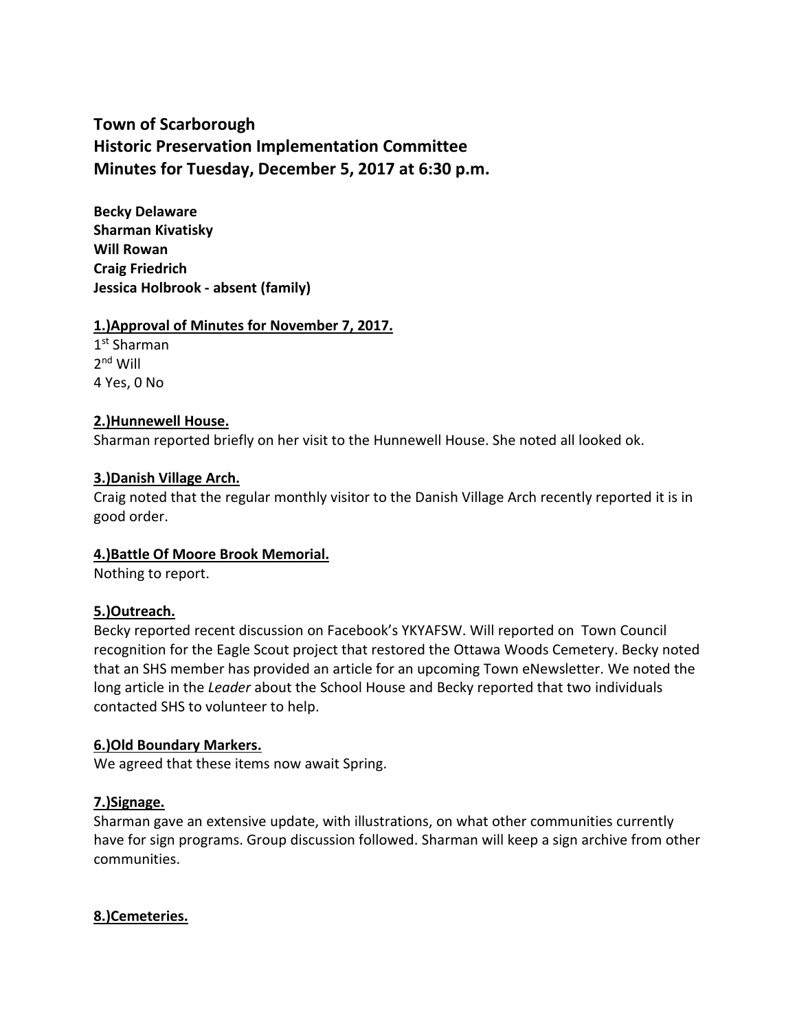**Town of Scarborough**
**Historic Preservation Implementation Committee**
**Minutes for Tuesday, December 5, 2017 at 6:30 p.m.**

**Becky Delaware**
**Sharman Kivatisky**
**Will Rowan**
**Craig Friedrich**
**Jessica Holbrook - absent (family)**

**1.)Approval of Minutes for November 7, 2017.**

1st Sharman
2nd Will
4 Yes, 0 No

**2.)Hunnewell House.**

Sharman reported briefly on her visit to the Hunnewell House. She noted all looked ok.

**3.)Danish Village Arch.**

Craig noted that the regular monthly visitor to the Danish Village Arch recently reported it is in good order.

**4.)Battle Of Moore Brook Memorial.**

Nothing to report.

**5.)Outreach.**

Becky reported recent discussion on Facebook's YKYAFSW. Will reported on Town Council recognition for the Eagle Scout project that restored the Ottawa Woods Cemetery. Becky noted that an SHS member has provided an article for an upcoming Town eNewsletter. We noted the long article in the *Leader* about the School House and Becky reported that two individuals contacted SHS to volunteer to help.

**6.)Old Boundary Markers.**

We agreed that these items now await Spring.

**7.)Signage.**

Sharman gave an extensive update, with illustrations, on what other communities currently have for sign programs. Group discussion followed. Sharman will keep a sign archive from other communities.

**8.)Cemeteries.**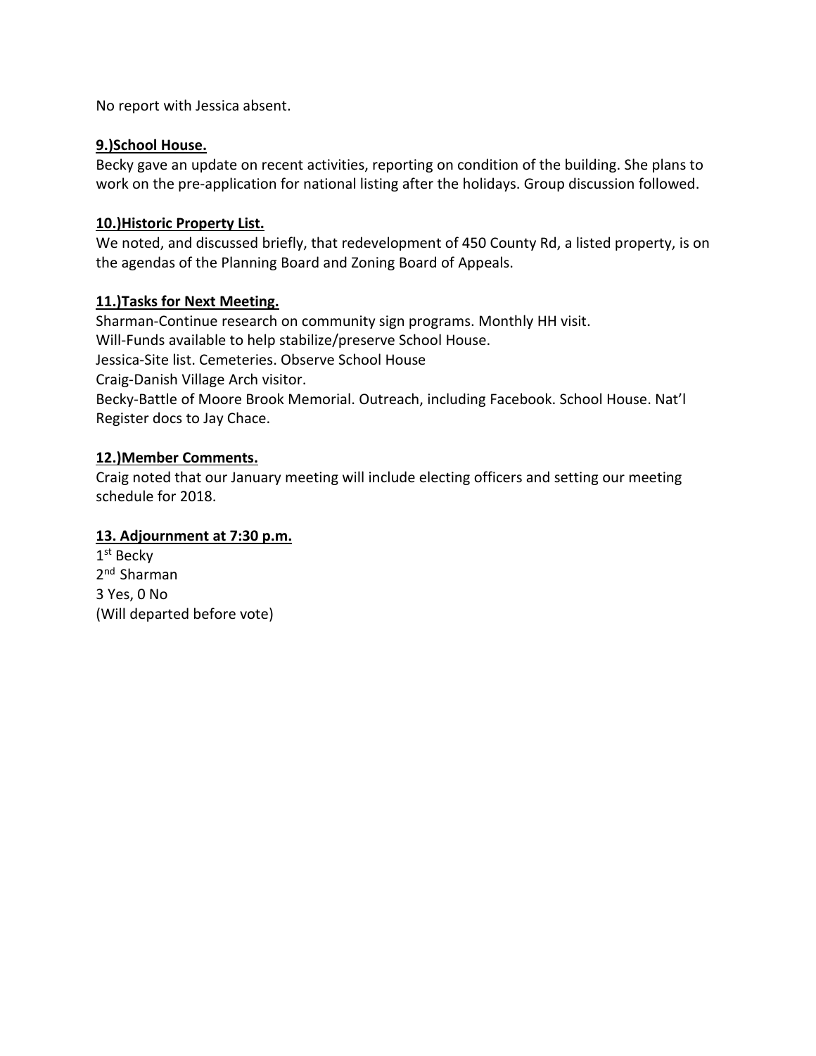No report with Jessica absent.

**9.)School House.**

Becky gave an update on recent activities, reporting on condition of the building. She plans to work on the pre-application for national listing after the holidays. Group discussion followed.

**10.)Historic Property List.**

We noted, and discussed briefly, that redevelopment of 450 County Rd, a listed property, is on the agendas of the Planning Board and Zoning Board of Appeals.

**11.)Tasks for Next Meeting.**

Sharman-Continue research on community sign programs. Monthly HH visit.
Will-Funds available to help stabilize/preserve School House.
Jessica-Site list. Cemeteries. Observe School House
Craig-Danish Village Arch visitor.
Becky-Battle of Moore Brook Memorial. Outreach, including Facebook. School House. Nat'l Register docs to Jay Chace.

**12.)Member Comments.**

Craig noted that our January meeting will include electing officers and setting our meeting schedule for 2018.

**13. Adjournment at 7:30 p.m.**

1st Becky
2nd Sharman
3 Yes, 0 No
(Will departed before vote)